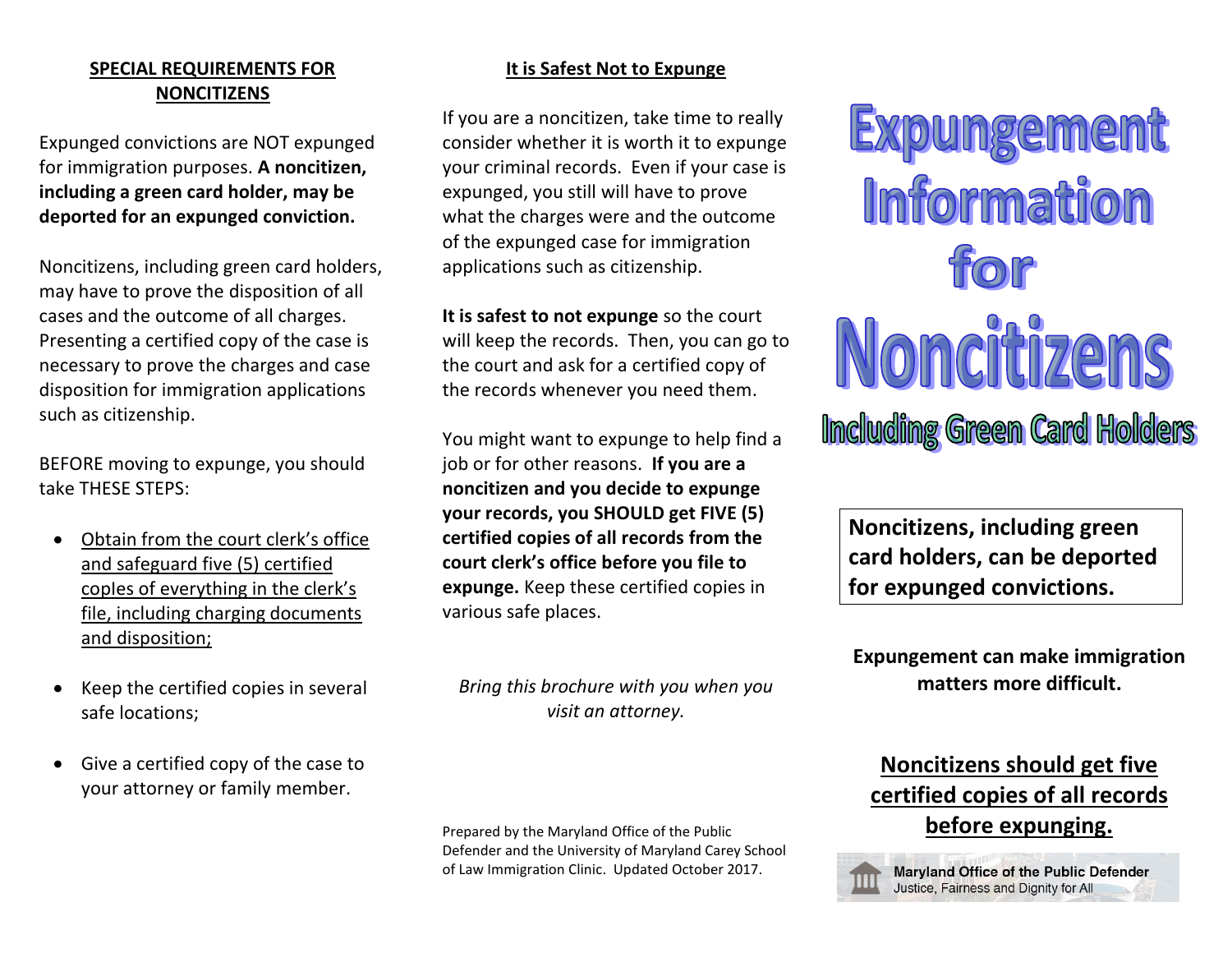## SPECIAL REQUIREMENTS FOR NONCITIZENS

Expunged convictions are NOT expunged for immigration purposes. **A noncitizen, including a green card holder, may be deported for an expunged conviction.**

Noncitizens, including green card holders, may have to prove the disposition of all cases and the outcome of all charges. Presenting a certified copy of the case is necessary to prove the charges and case disposition for immigration applications such as citizenship.

BEFORE moving to expunge, you should take THESE STEPS:

- <u>Obtain from the court clerk's office and safeguard five (5) certified copies of everything in the clerk's file, including charging documents and disposition;</u>
- Keep the certified copies in several safe locations;
- Give a certified copy of the case to your attorney or family member.

## It is Safest Not to Expunge

If you are a noncitizen, take time to really consider whether it is worth it to expunge your criminal records. Even if your case is expunged, you still will have to prove what the charges were and the outcome of the expunged case for immigration applications such as citizenship.

**It is safest to not expunge** so the court will keep the records. Then, you can go to the court and ask for a certified copy of the records whenever you need them.

You might want to expunge to help find a job or for other reasons. **If you are a noncitizen and you decide to expunge your records, you SHOULD get FIVE (5) certified copies of all records from the court clerk's office before you file to expunge.** Keep these certified copies in various safe places.

*Bring this brochure with you when you visit an attorney.*

Prepared by the Maryland Office of the Public Defender and the University of Maryland Carey School of Law Immigration Clinic. Updated October 2017.

# Expungement Information for Noncitizens

## Including Green Card Holders

**Noncitizens, including green card holders, can be deported for expunged convictions.**

**Expungement can make immigration matters more difficult.**

**<u>Noncitizens should get five certified copies of all records before expunging.</u>**

**Maryland Office of the Public Defender**
Justice, Fairness and Dignity for All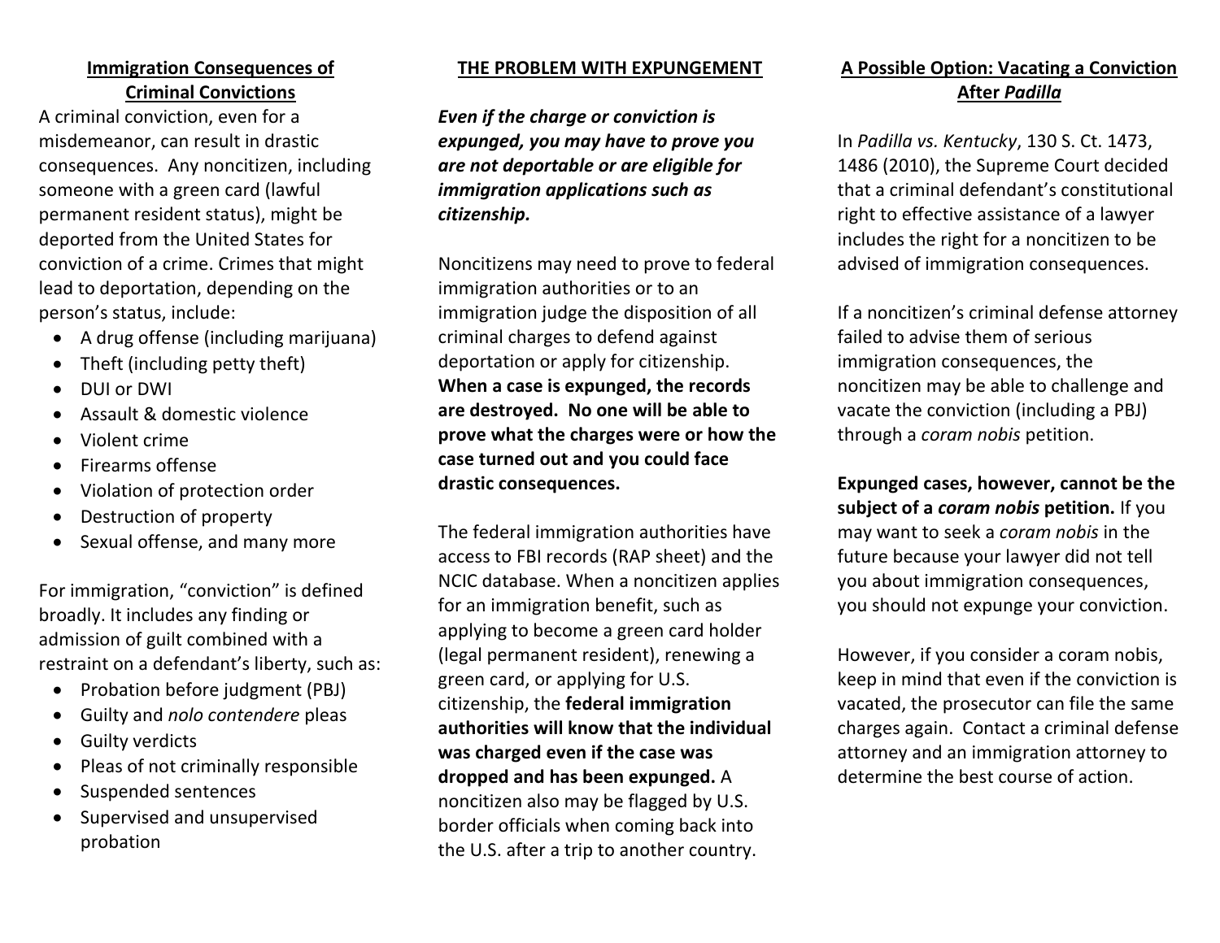## Immigration Consequences of Criminal Convictions

A criminal conviction, even for a misdemeanor, can result in drastic consequences. Any noncitizen, including someone with a green card (lawful permanent resident status), might be deported from the United States for conviction of a crime. Crimes that might lead to deportation, depending on the person's status, include:

- A drug offense (including marijuana)
- Theft (including petty theft)
- DUI or DWI
- Assault & domestic violence
- Violent crime
- Firearms offense
- Violation of protection order
- Destruction of property
- Sexual offense, and many more

For immigration, "conviction" is defined broadly. It includes any finding or admission of guilt combined with a restraint on a defendant's liberty, such as:

- Probation before judgment (PBJ)
- Guilty and *nolo contendere* pleas
- Guilty verdicts
- Pleas of not criminally responsible
- Suspended sentences
- Supervised and unsupervised probation

## THE PROBLEM WITH EXPUNGEMENT

***Even if the charge or conviction is expunged, you may have to prove you are not deportable or are eligible for immigration applications such as citizenship.***

Noncitizens may need to prove to federal immigration authorities or to an immigration judge the disposition of all criminal charges to defend against deportation or apply for citizenship. **When a case is expunged, the records are destroyed. No one will be able to prove what the charges were or how the case turned out and you could face drastic consequences.**

The federal immigration authorities have access to FBI records (RAP sheet) and the NCIC database. When a noncitizen applies for an immigration benefit, such as applying to become a green card holder (legal permanent resident), renewing a green card, or applying for U.S. citizenship, the **federal immigration authorities will know that the individual was charged even if the case was dropped and has been expunged.** A noncitizen also may be flagged by U.S. border officials when coming back into the U.S. after a trip to another country.

## A Possible Option: Vacating a Conviction After *Padilla*

In *Padilla vs. Kentucky*, 130 S. Ct. 1473, 1486 (2010), the Supreme Court decided that a criminal defendant's constitutional right to effective assistance of a lawyer includes the right for a noncitizen to be advised of immigration consequences.

If a noncitizen's criminal defense attorney failed to advise them of serious immigration consequences, the noncitizen may be able to challenge and vacate the conviction (including a PBJ) through a *coram nobis* petition.

**Expunged cases, however, cannot be the subject of a *coram nobis* petition.** If you may want to seek a *coram nobis* in the future because your lawyer did not tell you about immigration consequences, you should not expunge your conviction.

However, if you consider a coram nobis, keep in mind that even if the conviction is vacated, the prosecutor can file the same charges again. Contact a criminal defense attorney and an immigration attorney to determine the best course of action.